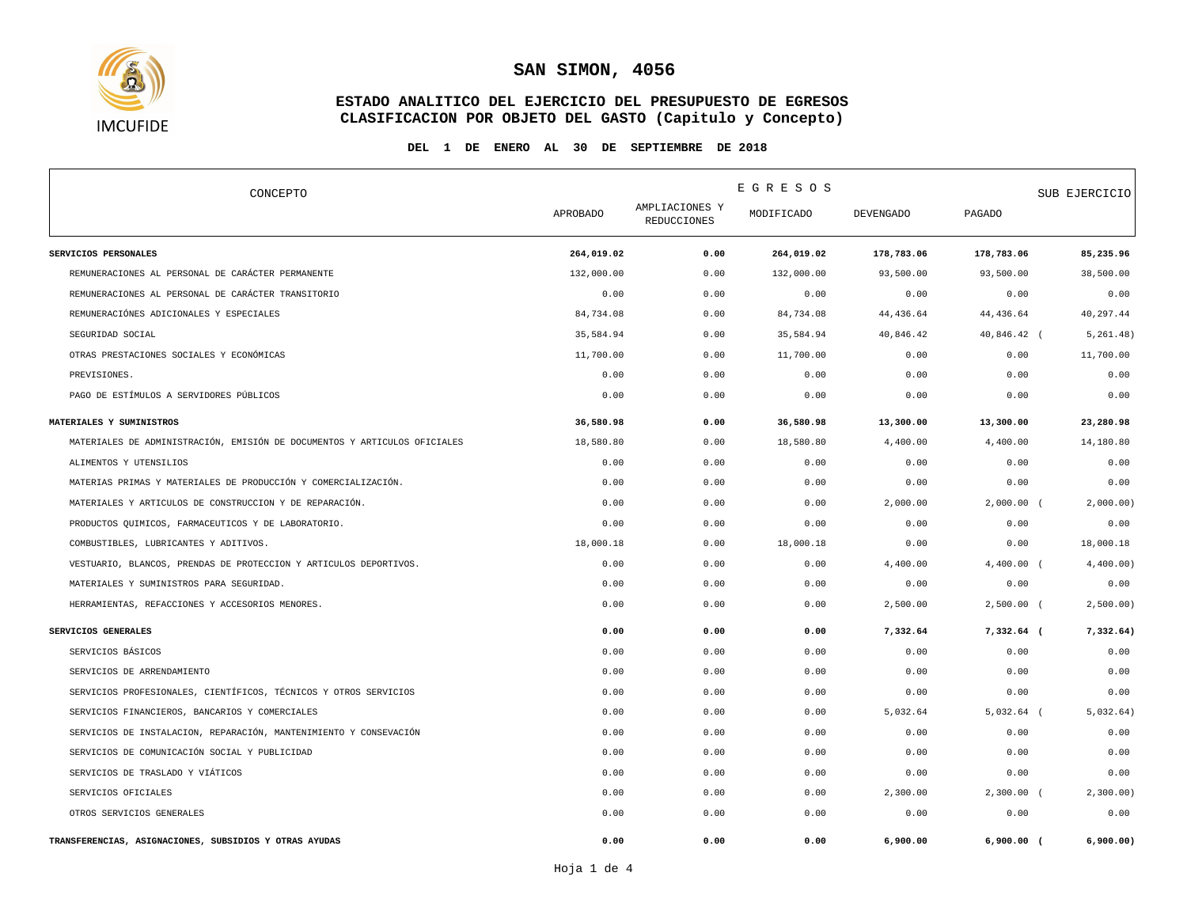# SAN SIMON, 4056

## ESTADO ANALITICO DEL EJERCICIO DEL PRESUPUESTO DE EGRESOS
## CLASIFICACION POR OBJETO DEL GASTO (Capitulo y Concepto)

**DEL 1 DE ENERO AL 30 DE SEPTIEMBRE DE 2018**

| CONCEPTO | EGRESOS | | | | | SUB EJERCICIO |
|---|---|---|---|---|---|---|
| | APROBADO | AMPLIACIONES Y REDUCCIONES | MODIFICADO | DEVENGADO | PAGADO | |
| **SERVICIOS PERSONALES** | **264,019.02** | **0.00** | **264,019.02** | **178,783.06** | **178,783.06** | **85,235.96** |
| REMUNERACIONES AL PERSONAL DE CARÁCTER PERMANENTE | 132,000.00 | 0.00 | 132,000.00 | 93,500.00 | 93,500.00 | 38,500.00 |
| REMUNERACIONES AL PERSONAL DE CARÁCTER TRANSITORIO | 0.00 | 0.00 | 0.00 | 0.00 | 0.00 | 0.00 |
| REMUNERACIÓNES ADICIONALES Y ESPECIALES | 84,734.08 | 0.00 | 84,734.08 | 44,436.64 | 44,436.64 | 40,297.44 |
| SEGURIDAD SOCIAL | 35,584.94 | 0.00 | 35,584.94 | 40,846.42 | 40,846.42 | (5,261.48) |
| OTRAS PRESTACIONES SOCIALES Y ECONÓMICAS | 11,700.00 | 0.00 | 11,700.00 | 0.00 | 0.00 | 11,700.00 |
| PREVISIONES. | 0.00 | 0.00 | 0.00 | 0.00 | 0.00 | 0.00 |
| PAGO DE ESTÍMULOS A SERVIDORES PÚBLICOS | 0.00 | 0.00 | 0.00 | 0.00 | 0.00 | 0.00 |
| **MATERIALES Y SUMINISTROS** | **36,580.98** | **0.00** | **36,580.98** | **13,300.00** | **13,300.00** | **23,280.98** |
| MATERIALES DE ADMINISTRACIÓN, EMISIÓN DE DOCUMENTOS Y ARTICULOS OFICIALES | 18,580.80 | 0.00 | 18,580.80 | 4,400.00 | 4,400.00 | 14,180.80 |
| ALIMENTOS Y UTENSILIOS | 0.00 | 0.00 | 0.00 | 0.00 | 0.00 | 0.00 |
| MATERIAS PRIMAS Y MATERIALES DE PRODUCCIÓN Y COMERCIALIZACIÓN. | 0.00 | 0.00 | 0.00 | 0.00 | 0.00 | 0.00 |
| MATERIALES Y ARTICULOS DE CONSTRUCCION Y DE REPARACIÓN. | 0.00 | 0.00 | 0.00 | 2,000.00 | 2,000.00 | (2,000.00) |
| PRODUCTOS QUIMICOS, FARMACEUTICOS Y DE LABORATORIO. | 0.00 | 0.00 | 0.00 | 0.00 | 0.00 | 0.00 |
| COMBUSTIBLES, LUBRICANTES Y ADITIVOS. | 18,000.18 | 0.00 | 18,000.18 | 0.00 | 0.00 | 18,000.18 |
| VESTUARIO, BLANCOS, PRENDAS DE PROTECCION Y ARTICULOS DEPORTIVOS. | 0.00 | 0.00 | 0.00 | 4,400.00 | 4,400.00 | (4,400.00) |
| MATERIALES Y SUMINISTROS PARA SEGURIDAD. | 0.00 | 0.00 | 0.00 | 0.00 | 0.00 | 0.00 |
| HERRAMIENTAS, REFACCIONES Y ACCESORIOS MENORES. | 0.00 | 0.00 | 0.00 | 2,500.00 | 2,500.00 | (2,500.00) |
| **SERVICIOS GENERALES** | **0.00** | **0.00** | **0.00** | **7,332.64** | **7,332.64** | **(7,332.64)** |
| SERVICIOS BÁSICOS | 0.00 | 0.00 | 0.00 | 0.00 | 0.00 | 0.00 |
| SERVICIOS DE ARRENDAMIENTO | 0.00 | 0.00 | 0.00 | 0.00 | 0.00 | 0.00 |
| SERVICIOS PROFESIONALES, CIENTÍFICOS, TÉCNICOS Y OTROS SERVICIOS | 0.00 | 0.00 | 0.00 | 0.00 | 0.00 | 0.00 |
| SERVICIOS FINANCIEROS, BANCARIOS Y COMERCIALES | 0.00 | 0.00 | 0.00 | 5,032.64 | 5,032.64 | (5,032.64) |
| SERVICIOS DE INSTALACION, REPARACIÓN, MANTENIMIENTO Y CONSEVACIÓN | 0.00 | 0.00 | 0.00 | 0.00 | 0.00 | 0.00 |
| SERVICIOS DE COMUNICACIÓN SOCIAL Y PUBLICIDAD | 0.00 | 0.00 | 0.00 | 0.00 | 0.00 | 0.00 |
| SERVICIOS DE TRASLADO Y VIÁTICOS | 0.00 | 0.00 | 0.00 | 0.00 | 0.00 | 0.00 |
| SERVICIOS OFICIALES | 0.00 | 0.00 | 0.00 | 2,300.00 | 2,300.00 | (2,300.00) |
| OTROS SERVICIOS GENERALES | 0.00 | 0.00 | 0.00 | 0.00 | 0.00 | 0.00 |
| **TRANSFERENCIAS, ASIGNACIONES, SUBSIDIOS Y OTRAS AYUDAS** | **0.00** | **0.00** | **0.00** | **6,900.00** | **6,900.00** | **(6,900.00)** |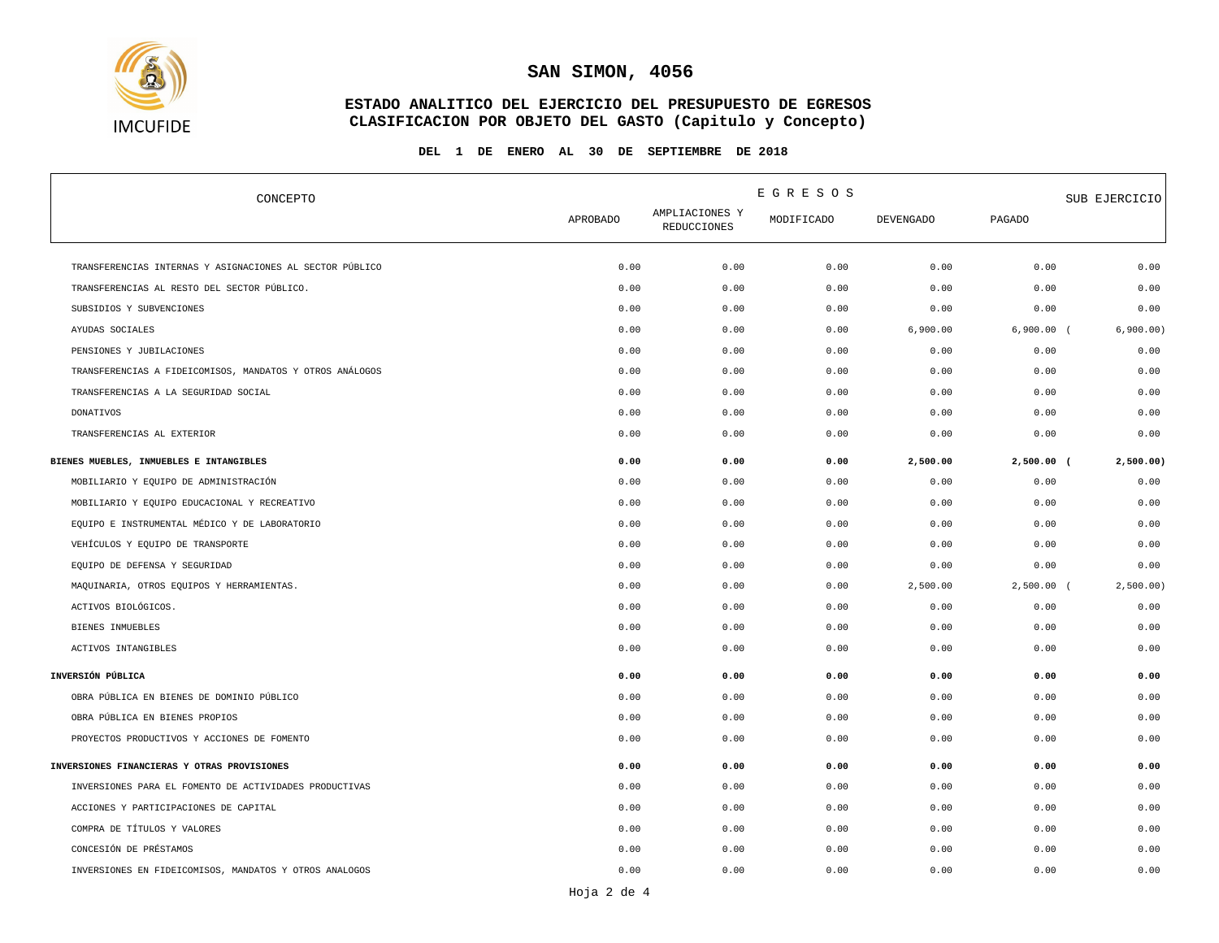## SAN SIMON, 4056

### ESTADO ANALITICO DEL EJERCICIO DEL PRESUPUESTO DE EGRESOS
### CLASIFICACION POR OBJETO DEL GASTO (Capitulo y Concepto)

**DEL 1 DE ENERO AL 30 DE SEPTIEMBRE DE 2018**

| CONCEPTO | EGRESOS | | | | | SUB EJERCICIO |
|---|---|---|---|---|---|---|
| | APROBADO | AMPLIACIONES Y REDUCCIONES | MODIFICADO | DEVENGADO | PAGADO | |
| TRANSFERENCIAS INTERNAS Y ASIGNACIONES AL SECTOR PÚBLICO | 0.00 | 0.00 | 0.00 | 0.00 | 0.00 | 0.00 |
| TRANSFERENCIAS AL RESTO DEL SECTOR PÚBLICO. | 0.00 | 0.00 | 0.00 | 0.00 | 0.00 | 0.00 |
| SUBSIDIOS Y SUBVENCIONES | 0.00 | 0.00 | 0.00 | 0.00 | 0.00 | 0.00 |
| AYUDAS SOCIALES | 0.00 | 0.00 | 0.00 | 6,900.00 | 6,900.00 | (6,900.00) |
| PENSIONES Y JUBILACIONES | 0.00 | 0.00 | 0.00 | 0.00 | 0.00 | 0.00 |
| TRANSFERENCIAS A FIDEICOMISOS, MANDATOS Y OTROS ANÁLOGOS | 0.00 | 0.00 | 0.00 | 0.00 | 0.00 | 0.00 |
| TRANSFERENCIAS A LA SEGURIDAD SOCIAL | 0.00 | 0.00 | 0.00 | 0.00 | 0.00 | 0.00 |
| DONATIVOS | 0.00 | 0.00 | 0.00 | 0.00 | 0.00 | 0.00 |
| TRANSFERENCIAS AL EXTERIOR | 0.00 | 0.00 | 0.00 | 0.00 | 0.00 | 0.00 |
| **BIENES MUEBLES, INMUEBLES E INTANGIBLES** | **0.00** | **0.00** | **0.00** | **2,500.00** | **2,500.00** | **(2,500.00)** |
| MOBILIARIO Y EQUIPO DE ADMINISTRACIÓN | 0.00 | 0.00 | 0.00 | 0.00 | 0.00 | 0.00 |
| MOBILIARIO Y EQUIPO EDUCACIONAL Y RECREATIVO | 0.00 | 0.00 | 0.00 | 0.00 | 0.00 | 0.00 |
| EQUIPO E INSTRUMENTAL MÉDICO Y DE LABORATORIO | 0.00 | 0.00 | 0.00 | 0.00 | 0.00 | 0.00 |
| VEHÍCULOS Y EQUIPO DE TRANSPORTE | 0.00 | 0.00 | 0.00 | 0.00 | 0.00 | 0.00 |
| EQUIPO DE DEFENSA Y SEGURIDAD | 0.00 | 0.00 | 0.00 | 0.00 | 0.00 | 0.00 |
| MAQUINARIA, OTROS EQUIPOS Y HERRAMIENTAS. | 0.00 | 0.00 | 0.00 | 2,500.00 | 2,500.00 | (2,500.00) |
| ACTIVOS BIOLÓGICOS. | 0.00 | 0.00 | 0.00 | 0.00 | 0.00 | 0.00 |
| BIENES INMUEBLES | 0.00 | 0.00 | 0.00 | 0.00 | 0.00 | 0.00 |
| ACTIVOS INTANGIBLES | 0.00 | 0.00 | 0.00 | 0.00 | 0.00 | 0.00 |
| **INVERSIÓN PÚBLICA** | **0.00** | **0.00** | **0.00** | **0.00** | **0.00** | **0.00** |
| OBRA PÚBLICA EN BIENES DE DOMINIO PÚBLICO | 0.00 | 0.00 | 0.00 | 0.00 | 0.00 | 0.00 |
| OBRA PÚBLICA EN BIENES PROPIOS | 0.00 | 0.00 | 0.00 | 0.00 | 0.00 | 0.00 |
| PROYECTOS PRODUCTIVOS Y ACCIONES DE FOMENTO | 0.00 | 0.00 | 0.00 | 0.00 | 0.00 | 0.00 |
| **INVERSIONES FINANCIERAS Y OTRAS PROVISIONES** | **0.00** | **0.00** | **0.00** | **0.00** | **0.00** | **0.00** |
| INVERSIONES PARA EL FOMENTO DE ACTIVIDADES PRODUCTIVAS | 0.00 | 0.00 | 0.00 | 0.00 | 0.00 | 0.00 |
| ACCIONES Y PARTICIPACIONES DE CAPITAL | 0.00 | 0.00 | 0.00 | 0.00 | 0.00 | 0.00 |
| COMPRA DE TÍTULOS Y VALORES | 0.00 | 0.00 | 0.00 | 0.00 | 0.00 | 0.00 |
| CONCESIÓN DE PRÉSTAMOS | 0.00 | 0.00 | 0.00 | 0.00 | 0.00 | 0.00 |
| INVERSIONES EN FIDEICOMISOS, MANDATOS Y OTROS ANALOGOS | 0.00 | 0.00 | 0.00 | 0.00 | 0.00 | 0.00 |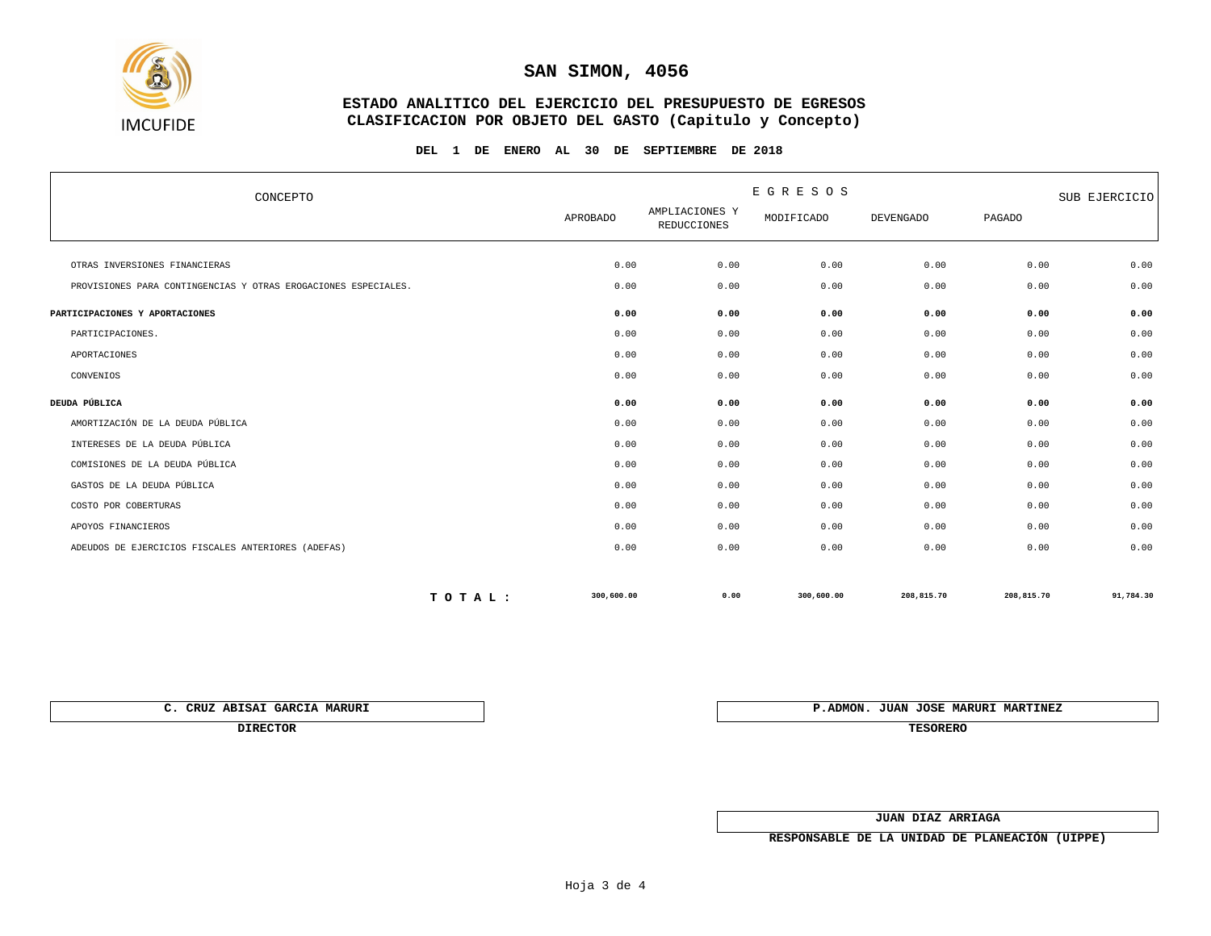# SAN SIMON, 4056

## ESTADO ANALITICO DEL EJERCICIO DEL PRESUPUESTO DE EGRESOS
## CLASIFICACION POR OBJETO DEL GASTO (Capitulo y Concepto)

**DEL 1 DE ENERO AL 30 DE SEPTIEMBRE DE 2018**

| CONCEPTO | EGRESOS | | | | | SUB EJERCICIO |
|---|---|---|---|---|---|---|
| | APROBADO | AMPLIACIONES Y REDUCCIONES | MODIFICADO | DEVENGADO | PAGADO | |
| OTRAS INVERSIONES FINANCIERAS | 0.00 | 0.00 | 0.00 | 0.00 | 0.00 | 0.00 |
| PROVISIONES PARA CONTINGENCIAS Y OTRAS EROGACIONES ESPECIALES. | 0.00 | 0.00 | 0.00 | 0.00 | 0.00 | 0.00 |
| **PARTICIPACIONES Y APORTACIONES** | **0.00** | **0.00** | **0.00** | **0.00** | **0.00** | **0.00** |
| PARTICIPACIONES. | 0.00 | 0.00 | 0.00 | 0.00 | 0.00 | 0.00 |
| APORTACIONES | 0.00 | 0.00 | 0.00 | 0.00 | 0.00 | 0.00 |
| CONVENIOS | 0.00 | 0.00 | 0.00 | 0.00 | 0.00 | 0.00 |
| **DEUDA PÚBLICA** | **0.00** | **0.00** | **0.00** | **0.00** | **0.00** | **0.00** |
| AMORTIZACIÓN DE LA DEUDA PÚBLICA | 0.00 | 0.00 | 0.00 | 0.00 | 0.00 | 0.00 |
| INTERESES DE LA DEUDA PÚBLICA | 0.00 | 0.00 | 0.00 | 0.00 | 0.00 | 0.00 |
| COMISIONES DE LA DEUDA PÚBLICA | 0.00 | 0.00 | 0.00 | 0.00 | 0.00 | 0.00 |
| GASTOS DE LA DEUDA PÚBLICA | 0.00 | 0.00 | 0.00 | 0.00 | 0.00 | 0.00 |
| COSTO POR COBERTURAS | 0.00 | 0.00 | 0.00 | 0.00 | 0.00 | 0.00 |
| APOYOS FINANCIEROS | 0.00 | 0.00 | 0.00 | 0.00 | 0.00 | 0.00 |
| ADEUDOS DE EJERCICIOS FISCALES ANTERIORES (ADEFAS) | 0.00 | 0.00 | 0.00 | 0.00 | 0.00 | 0.00 |
| **T O T A L :** | **300,600.00** | **0.00** | **300,600.00** | **208,815.70** | **208,815.70** | **91,784.30** |

**C. CRUZ ABISAI GARCIA MARURI**
**DIRECTOR**

**P.ADMON. JUAN JOSE MARURI MARTINEZ**
**TESORERO**

**JUAN DIAZ ARRIAGA**
**RESPONSABLE DE LA UNIDAD DE PLANEACIÓN (UIPPE)**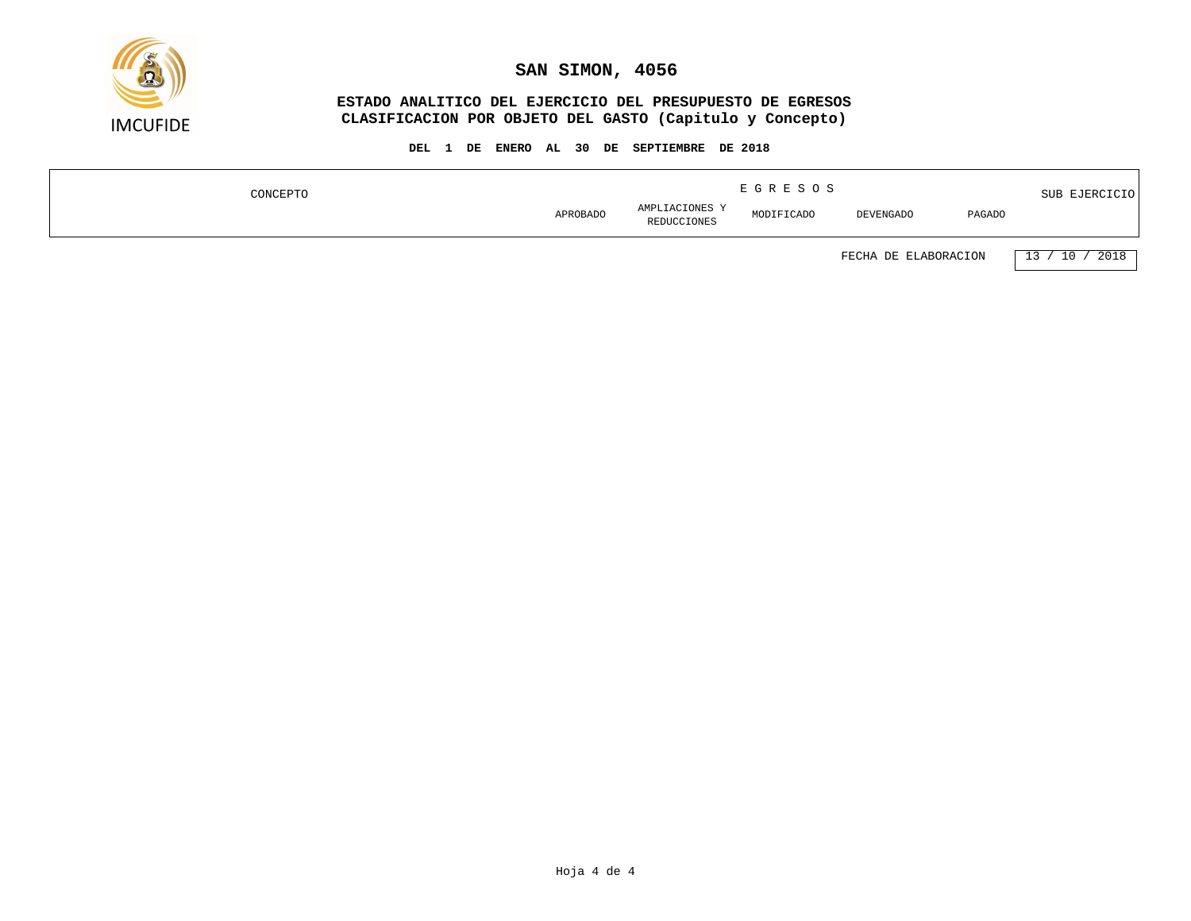# SAN SIMON, 4056

## ESTADO ANALITICO DEL EJERCICIO DEL PRESUPUESTO DE EGRESOS
## CLASIFICACION POR OBJETO DEL GASTO (Capitulo y Concepto)

**DEL 1 DE ENERO AL 30 DE SEPTIEMBRE DE 2018**

| CONCEPTO | EGRESOS | | | | | SUB EJERCICIO |
|---|---|---|---|---|---|---|
| | APROBADO | AMPLIACIONES Y REDUCCIONES | MODIFICADO | DEVENGADO | PAGADO | |

FECHA DE ELABORACION 13 / 10 / 2018